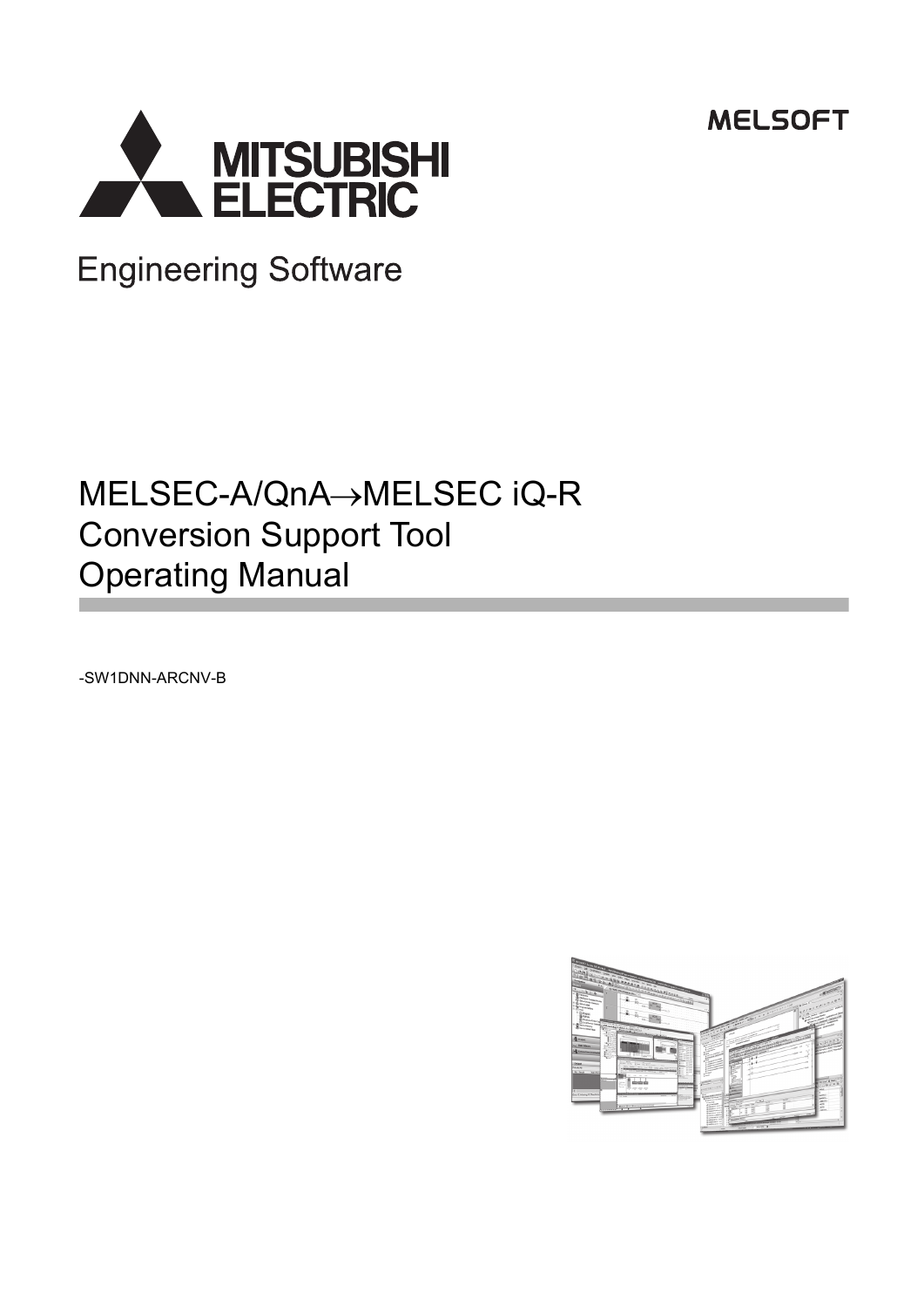MELSOFT

MITSUBISHI ELECTRIC

Engineering Software

# MELSEC-A/QnA→MELSEC iQ-R Conversion Support Tool Operating Manual

-SW1DNN-ARCNV-B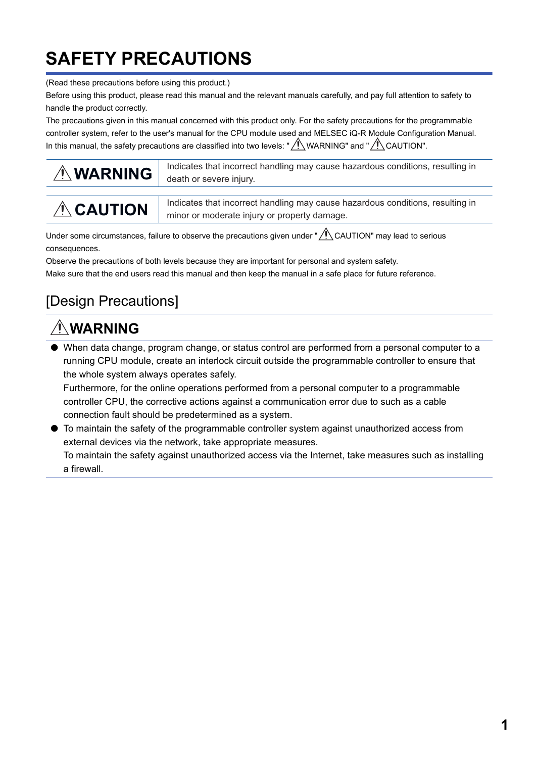# SAFETY PRECAUTIONS

(Read these precautions before using this product.)

Before using this product, please read this manual and the relevant manuals carefully, and pay full attention to safety to handle the product correctly.

The precautions given in this manual concerned with this product only. For the safety precautions for the programmable controller system, refer to the user's manual for the CPU module used and MELSEC iQ-R Module Configuration Manual.

In this manual, the safety precautions are classified into two levels: "⚠ WARNING" and "⚠ CAUTION".

| | |
|---|---|
| ⚠ **WARNING** | Indicates that incorrect handling may cause hazardous conditions, resulting in death or severe injury. |
| ⚠ **CAUTION** | Indicates that incorrect handling may cause hazardous conditions, resulting in minor or moderate injury or property damage. |

Under some circumstances, failure to observe the precautions given under "⚠ CAUTION" may lead to serious consequences.

Observe the precautions of both levels because they are important for personal and system safety.

Make sure that the end users read this manual and then keep the manual in a safe place for future reference.

## [Design Precautions]

### ⚠ WARNING

- When data change, program change, or status control are performed from a personal computer to a running CPU module, create an interlock circuit outside the programmable controller to ensure that the whole system always operates safely.
  Furthermore, for the online operations performed from a personal computer to a programmable controller CPU, the corrective actions against a communication error due to such as a cable connection fault should be predetermined as a system.
- To maintain the safety of the programmable controller system against unauthorized access from external devices via the network, take appropriate measures.
  To maintain the safety against unauthorized access via the Internet, take measures such as installing a firewall.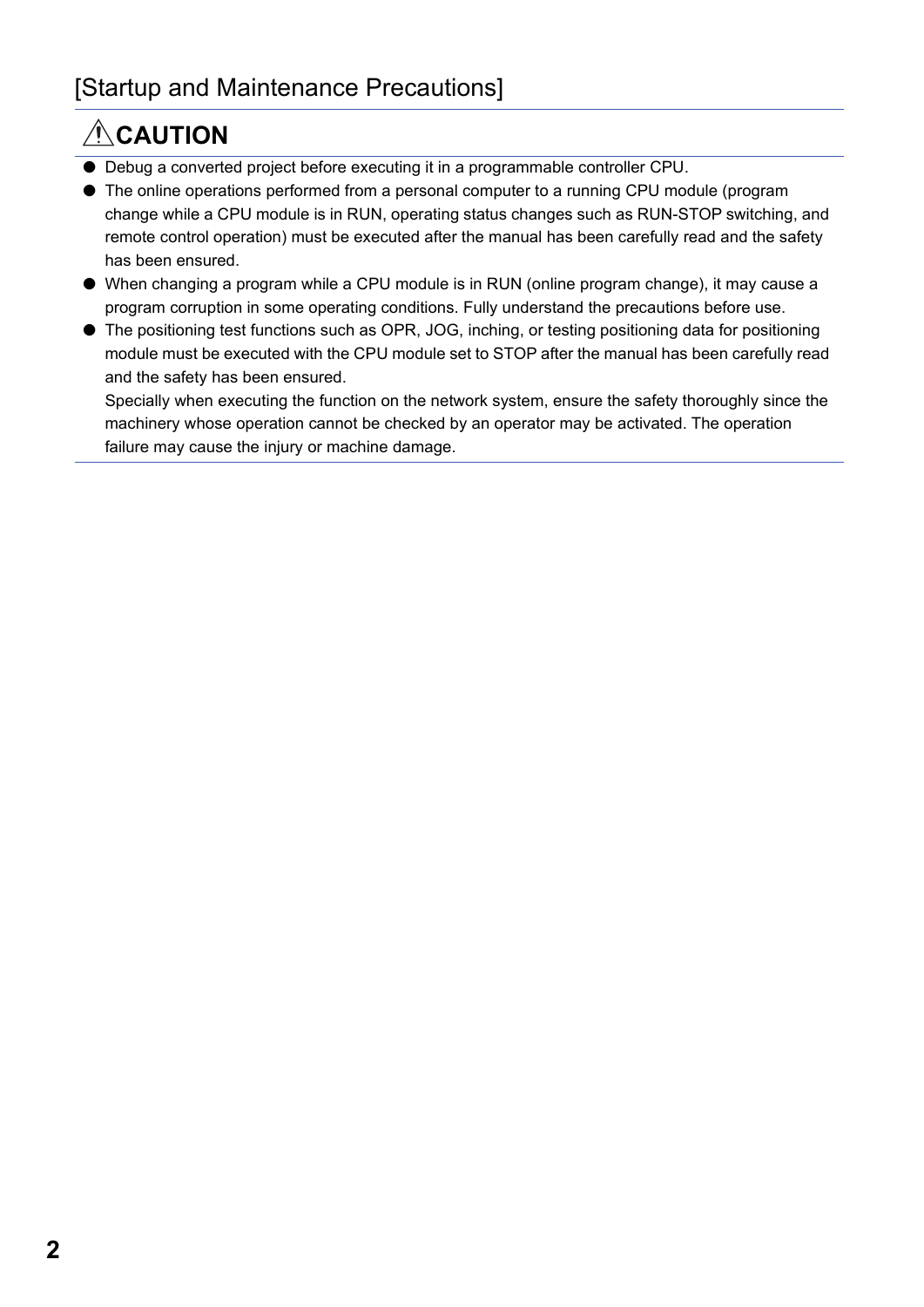## [Startup and Maintenance Precautions]

### ⚠CAUTION

- Debug a converted project before executing it in a programmable controller CPU.
- The online operations performed from a personal computer to a running CPU module (program change while a CPU module is in RUN, operating status changes such as RUN-STOP switching, and remote control operation) must be executed after the manual has been carefully read and the safety has been ensured.
- When changing a program while a CPU module is in RUN (online program change), it may cause a program corruption in some operating conditions. Fully understand the precautions before use.
- The positioning test functions such as OPR, JOG, inching, or testing positioning data for positioning module must be executed with the CPU module set to STOP after the manual has been carefully read and the safety has been ensured.
  Specially when executing the function on the network system, ensure the safety thoroughly since the machinery whose operation cannot be checked by an operator may be activated. The operation failure may cause the injury or machine damage.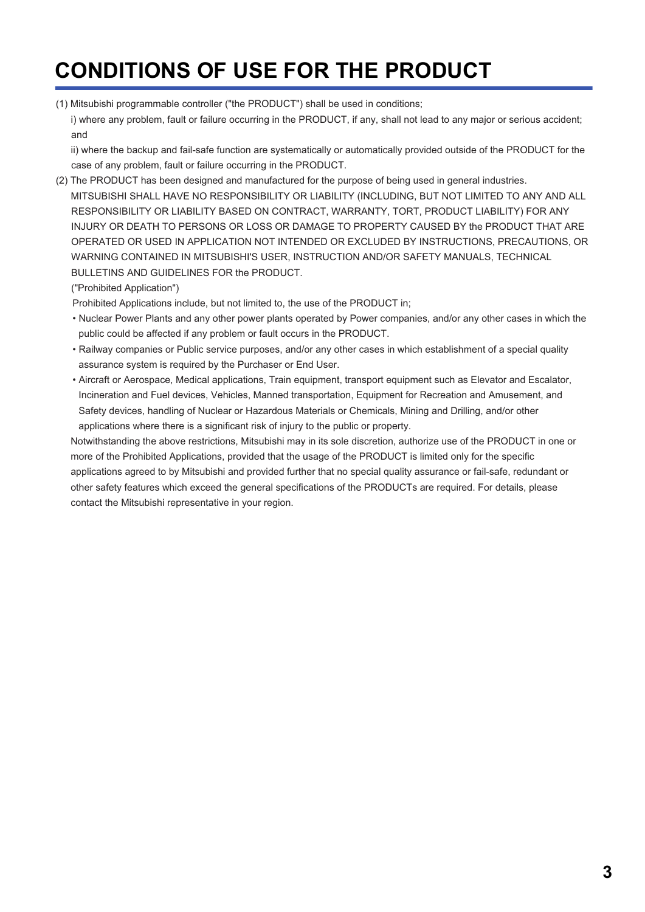# CONDITIONS OF USE FOR THE PRODUCT

(1) Mitsubishi programmable controller ("the PRODUCT") shall be used in conditions;

i) where any problem, fault or failure occurring in the PRODUCT, if any, shall not lead to any major or serious accident; and

ii) where the backup and fail-safe function are systematically or automatically provided outside of the PRODUCT for the case of any problem, fault or failure occurring in the PRODUCT.

(2) The PRODUCT has been designed and manufactured for the purpose of being used in general industries.

MITSUBISHI SHALL HAVE NO RESPONSIBILITY OR LIABILITY (INCLUDING, BUT NOT LIMITED TO ANY AND ALL RESPONSIBILITY OR LIABILITY BASED ON CONTRACT, WARRANTY, TORT, PRODUCT LIABILITY) FOR ANY INJURY OR DEATH TO PERSONS OR LOSS OR DAMAGE TO PROPERTY CAUSED BY the PRODUCT THAT ARE OPERATED OR USED IN APPLICATION NOT INTENDED OR EXCLUDED BY INSTRUCTIONS, PRECAUTIONS, OR WARNING CONTAINED IN MITSUBISHI'S USER, INSTRUCTION AND/OR SAFETY MANUALS, TECHNICAL BULLETINS AND GUIDELINES FOR the PRODUCT.

("Prohibited Application")

Prohibited Applications include, but not limited to, the use of the PRODUCT in;

- Nuclear Power Plants and any other power plants operated by Power companies, and/or any other cases in which the public could be affected if any problem or fault occurs in the PRODUCT.
- Railway companies or Public service purposes, and/or any other cases in which establishment of a special quality assurance system is required by the Purchaser or End User.
- Aircraft or Aerospace, Medical applications, Train equipment, transport equipment such as Elevator and Escalator, Incineration and Fuel devices, Vehicles, Manned transportation, Equipment for Recreation and Amusement, and Safety devices, handling of Nuclear or Hazardous Materials or Chemicals, Mining and Drilling, and/or other applications where there is a significant risk of injury to the public or property.

Notwithstanding the above restrictions, Mitsubishi may in its sole discretion, authorize use of the PRODUCT in one or more of the Prohibited Applications, provided that the usage of the PRODUCT is limited only for the specific applications agreed to by Mitsubishi and provided further that no special quality assurance or fail-safe, redundant or other safety features which exceed the general specifications of the PRODUCTs are required. For details, please contact the Mitsubishi representative in your region.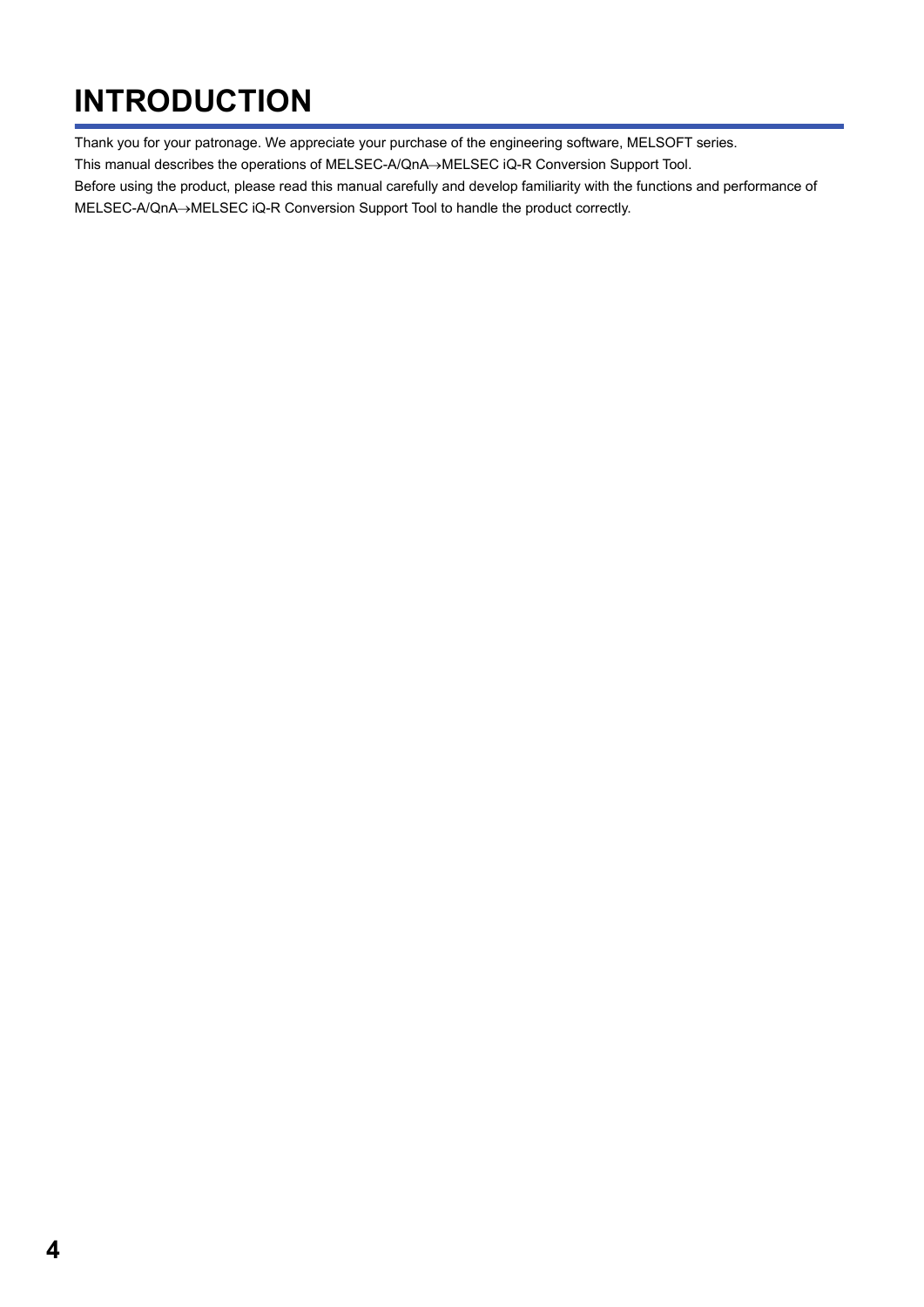# INTRODUCTION

Thank you for your patronage. We appreciate your purchase of the engineering software, MELSOFT series.

This manual describes the operations of MELSEC-A/QnA→MELSEC iQ-R Conversion Support Tool.

Before using the product, please read this manual carefully and develop familiarity with the functions and performance of MELSEC-A/QnA→MELSEC iQ-R Conversion Support Tool to handle the product correctly.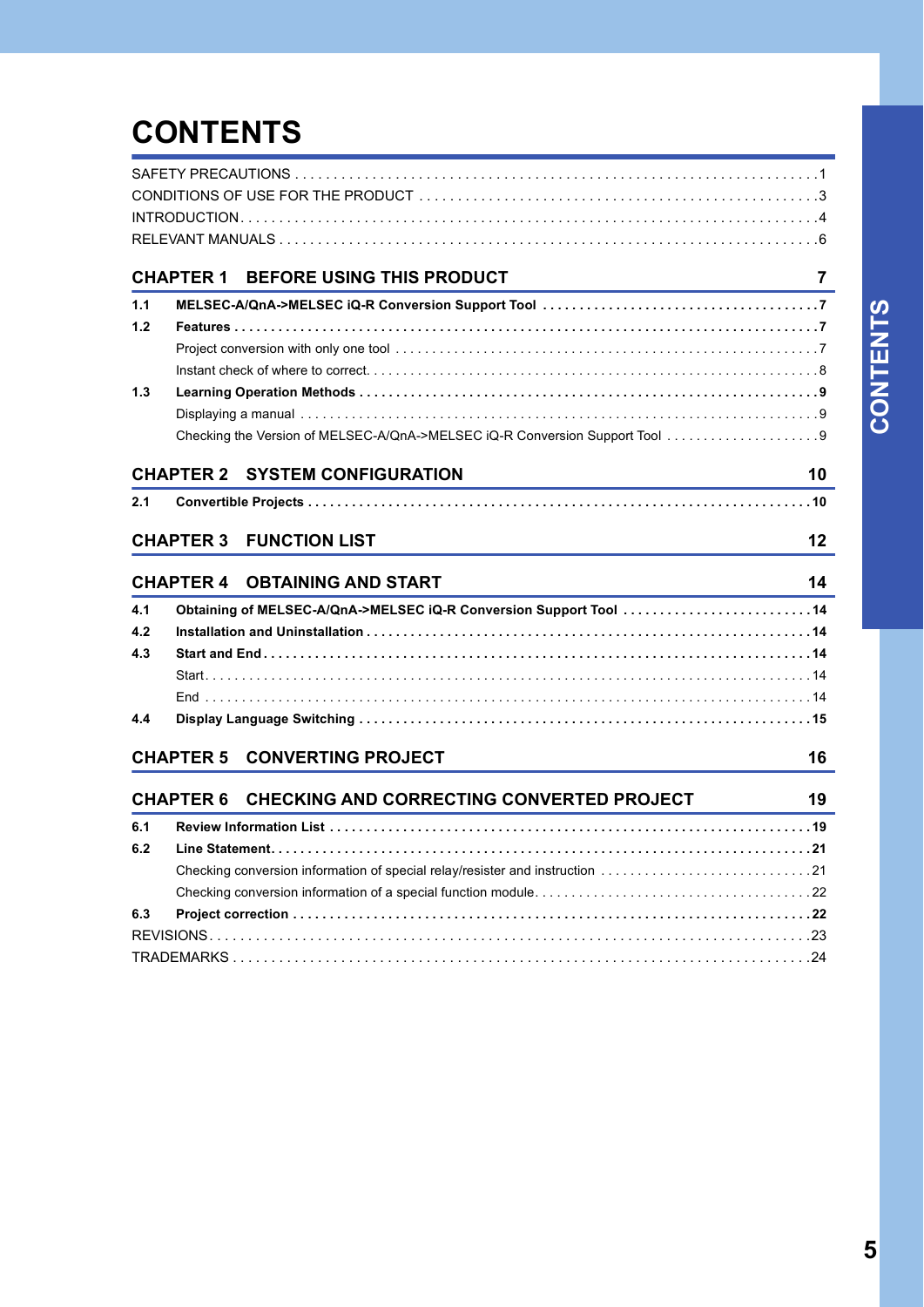# CONTENTS

SAFETY PRECAUTIONS . . . . . . . . . . 1
CONDITIONS OF USE FOR THE PRODUCT . . . . . . . . . . 3
INTRODUCTION . . . . . . . . . . 4
RELEVANT MANUALS . . . . . . . . . . 6

## CHAPTER 1 BEFORE USING THIS PRODUCT 7

**1.1 MELSEC-A/QnA->MELSEC iQ-R Conversion Support Tool . . . . . . . . . . 7**

**1.2 Features . . . . . . . . . . 7**

Project conversion with only one tool . . . . . . . . . . 7

Instant check of where to correct. . . . . . . . . . . 8

**1.3 Learning Operation Methods . . . . . . . . . . 9**

Displaying a manual . . . . . . . . . . 9

Checking the Version of MELSEC-A/QnA->MELSEC iQ-R Conversion Support Tool . . . . . . . . . . 9

## CHAPTER 2 SYSTEM CONFIGURATION 10

**2.1 Convertible Projects . . . . . . . . . . 10**

## CHAPTER 3 FUNCTION LIST 12

## CHAPTER 4 OBTAINING AND START 14

**4.1 Obtaining of MELSEC-A/QnA->MELSEC iQ-R Conversion Support Tool . . . . . . . . . . 14**

**4.2 Installation and Uninstallation . . . . . . . . . . 14**

**4.3 Start and End . . . . . . . . . . 14**

Start . . . . . . . . . . 14

End . . . . . . . . . . 14

**4.4 Display Language Switching . . . . . . . . . . 15**

## CHAPTER 5 CONVERTING PROJECT 16

## CHAPTER 6 CHECKING AND CORRECTING CONVERTED PROJECT 19

**6.1 Review Information List . . . . . . . . . . 19**

**6.2 Line Statement . . . . . . . . . . 21**

Checking conversion information of special relay/resister and instruction . . . . . . . . . . 21

Checking conversion information of a special function module . . . . . . . . . . 22

**6.3 Project correction . . . . . . . . . . 22**

REVISIONS . . . . . . . . . . 23
TRADEMARKS . . . . . . . . . . 24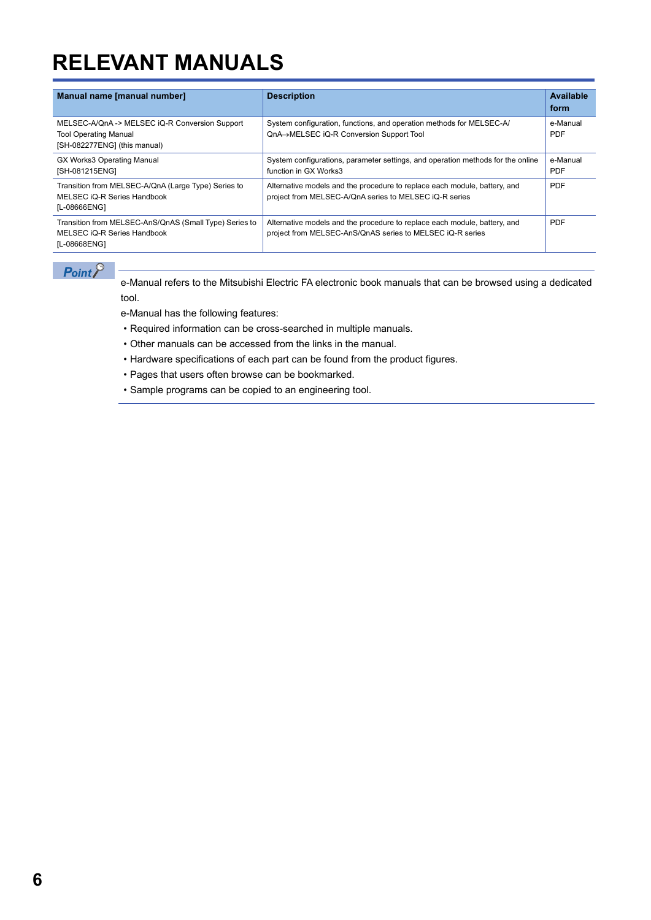# RELEVANT MANUALS

| Manual name [manual number] | Description | Available form |
|---|---|---|
| MELSEC-A/QnA -> MELSEC iQ-R Conversion Support Tool Operating Manual [SH-082277ENG] (this manual) | System configuration, functions, and operation methods for MELSEC-A/ QnA→MELSEC iQ-R Conversion Support Tool | e-Manual PDF |
| GX Works3 Operating Manual [SH-081215ENG] | System configurations, parameter settings, and operation methods for the online function in GX Works3 | e-Manual PDF |
| Transition from MELSEC-A/QnA (Large Type) Series to MELSEC iQ-R Series Handbook [L-08666ENG] | Alternative models and the procedure to replace each module, battery, and project from MELSEC-A/QnA series to MELSEC iQ-R series | PDF |
| Transition from MELSEC-AnS/QnAS (Small Type) Series to MELSEC iQ-R Series Handbook [L-08668ENG] | Alternative models and the procedure to replace each module, battery, and project from MELSEC-AnS/QnAS series to MELSEC iQ-R series | PDF |

**Point**

e-Manual refers to the Mitsubishi Electric FA electronic book manuals that can be browsed using a dedicated tool.

e-Manual has the following features:

- Required information can be cross-searched in multiple manuals.
- Other manuals can be accessed from the links in the manual.
- Hardware specifications of each part can be found from the product figures.
- Pages that users often browse can be bookmarked.
- Sample programs can be copied to an engineering tool.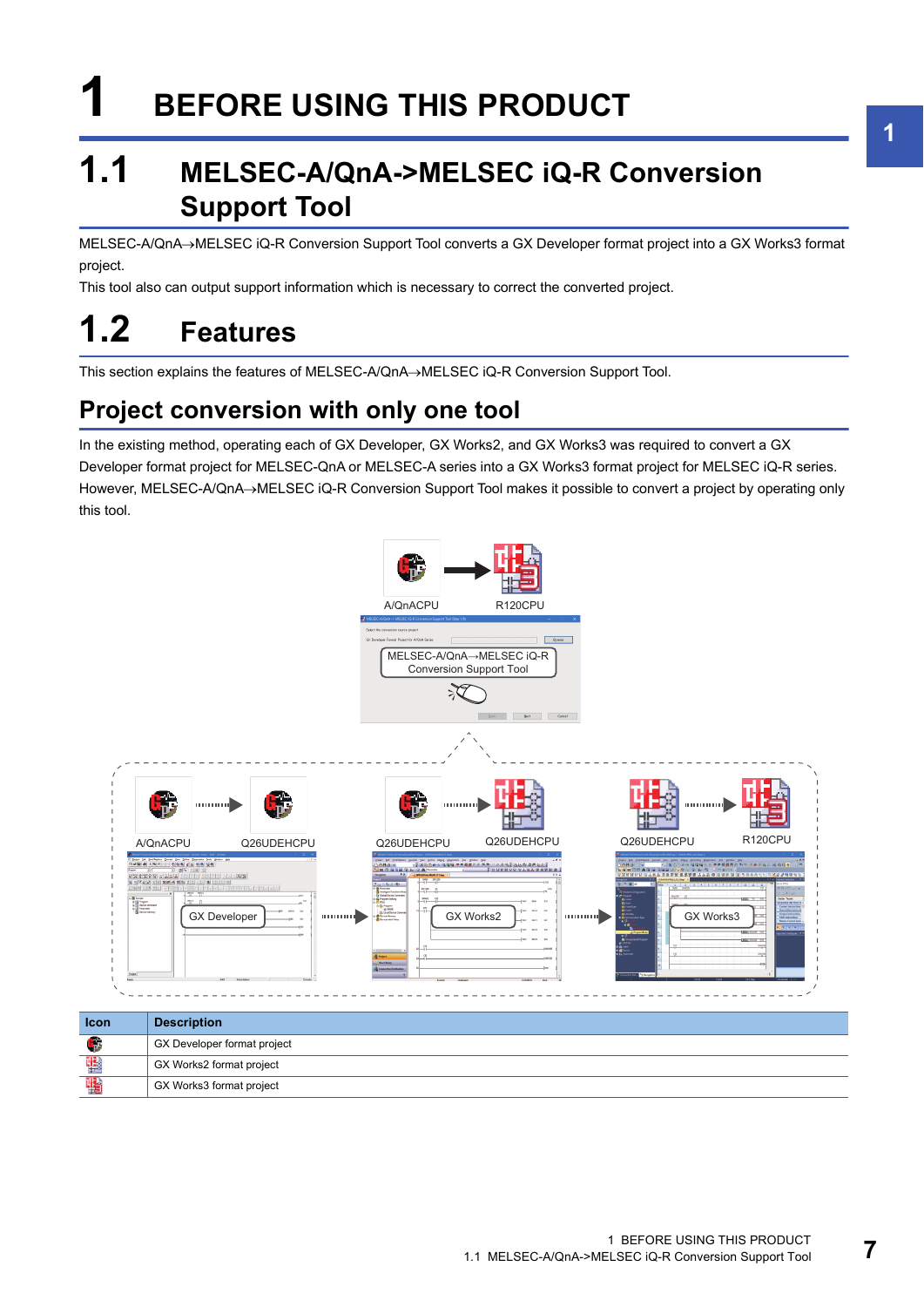# 1 BEFORE USING THIS PRODUCT

## 1.1 MELSEC-A/QnA->MELSEC iQ-R Conversion Support Tool

MELSEC-A/QnA→MELSEC iQ-R Conversion Support Tool converts a GX Developer format project into a GX Works3 format project.

This tool also can output support information which is necessary to correct the converted project.

## 1.2 Features

This section explains the features of MELSEC-A/QnA→MELSEC iQ-R Conversion Support Tool.

### Project conversion with only one tool

In the existing method, operating each of GX Developer, GX Works2, and GX Works3 was required to convert a GX Developer format project for MELSEC-QnA or MELSEC-A series into a GX Works3 format project for MELSEC iQ-R series. However, MELSEC-A/QnA→MELSEC iQ-R Conversion Support Tool makes it possible to convert a project by operating only this tool.

| Icon | Description |
|---|---|
| | GX Developer format project |
| | GX Works2 format project |
| | GX Works3 format project |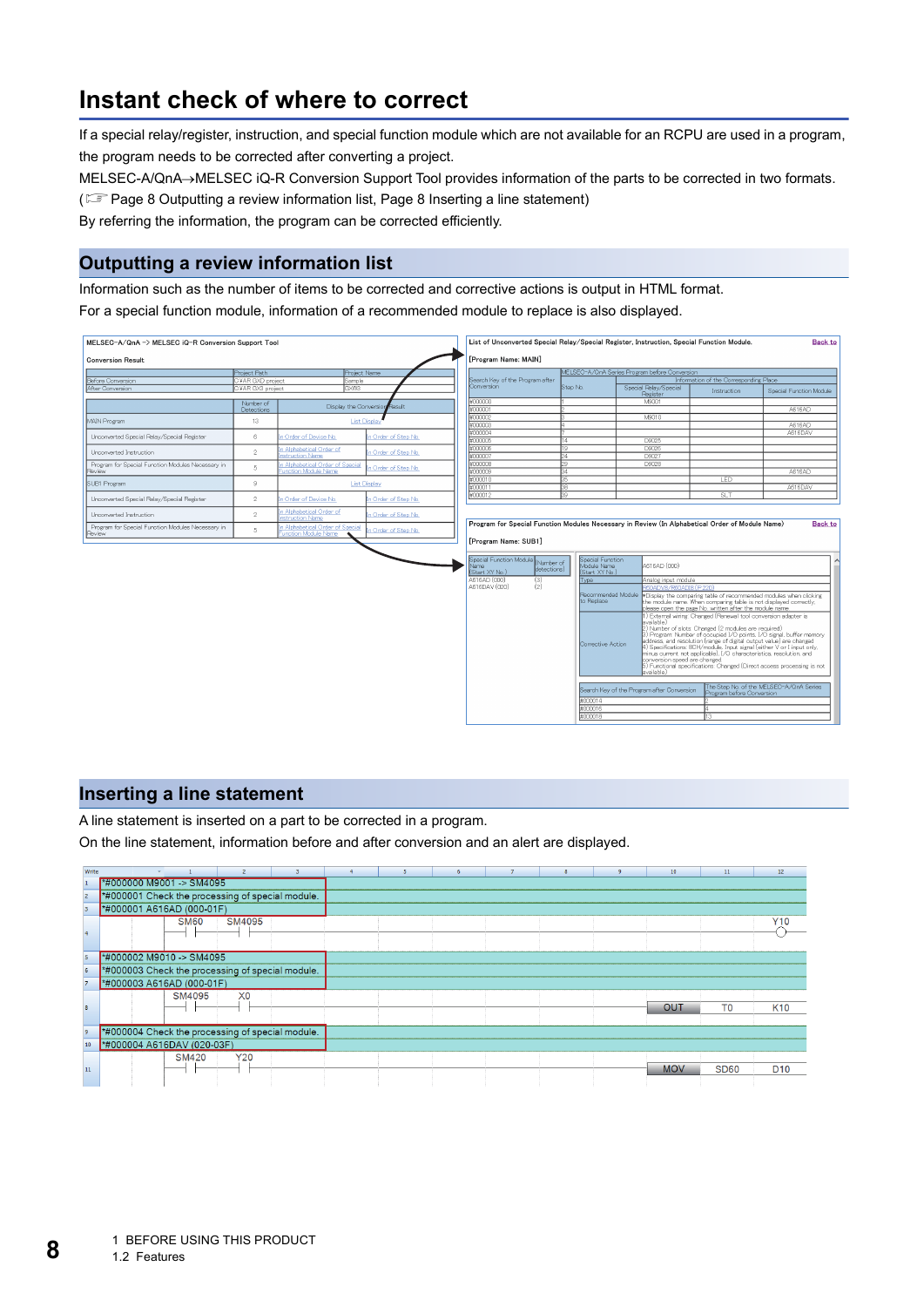# Instant check of where to correct

If a special relay/register, instruction, and special function module which are not available for an RCPU are used in a program, the program needs to be corrected after converting a project.

MELSEC-A/QnA→MELSEC iQ-R Conversion Support Tool provides information of the parts to be corrected in two formats. (☞ Page 8 Outputting a review information list, Page 8 Inserting a line statement)

By referring the information, the program can be corrected efficiently.

## Outputting a review information list

Information such as the number of items to be corrected and corrective actions is output in HTML format.

For a special function module, information of a recommended module to replace is also displayed.

## Inserting a line statement

A line statement is inserted on a part to be corrected in a program.

On the line statement, information before and after conversion and an alert are displayed.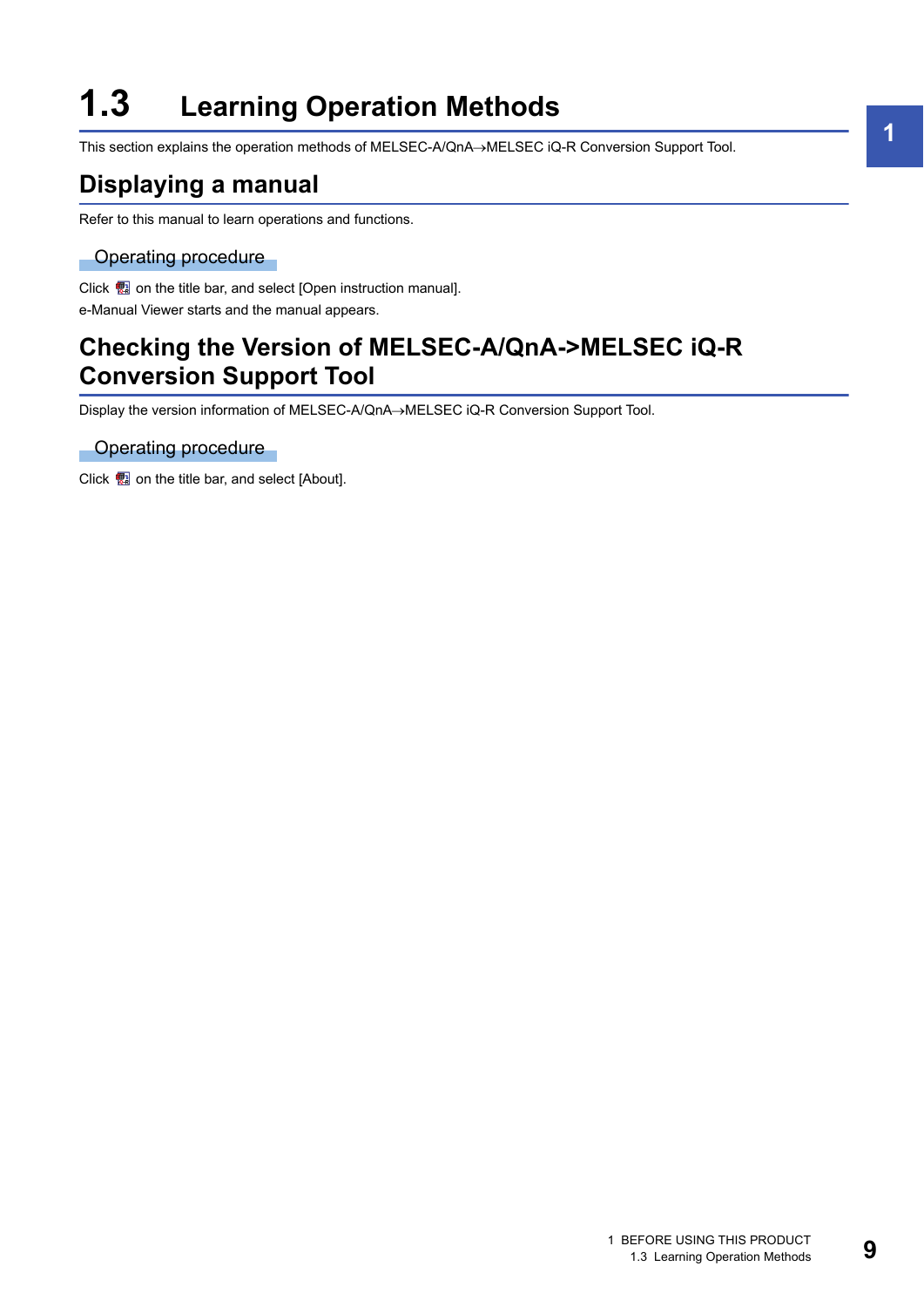# 1.3 Learning Operation Methods

This section explains the operation methods of MELSEC-A/QnA→MELSEC iQ-R Conversion Support Tool.

## Displaying a manual

Refer to this manual to learn operations and functions.

### Operating procedure

Click  on the title bar, and select [Open instruction manual].

e-Manual Viewer starts and the manual appears.

## Checking the Version of MELSEC-A/QnA->MELSEC iQ-R Conversion Support Tool

Display the version information of MELSEC-A/QnA→MELSEC iQ-R Conversion Support Tool.

### Operating procedure

Click  on the title bar, and select [About].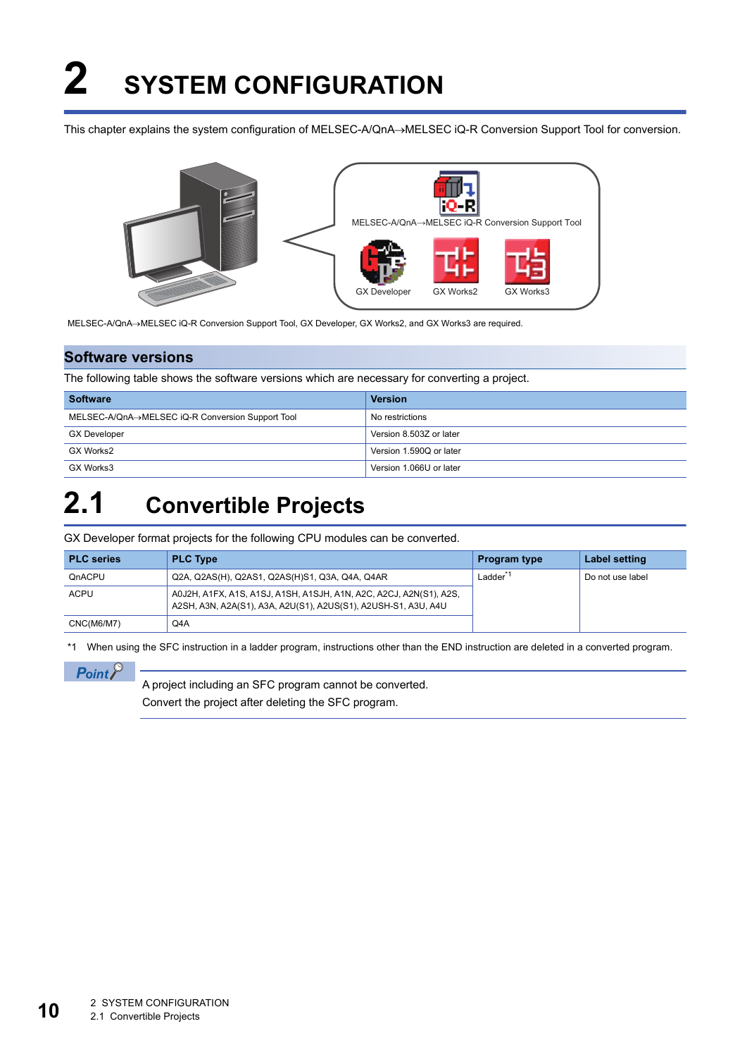# 2 SYSTEM CONFIGURATION

This chapter explains the system configuration of MELSEC-A/QnA→MELSEC iQ-R Conversion Support Tool for conversion.

MELSEC-A/QnA→MELSEC iQ-R Conversion Support Tool

GX Developer GX Works2 GX Works3

MELSEC-A/QnA→MELSEC iQ-R Conversion Support Tool, GX Developer, GX Works2, and GX Works3 are required.

## Software versions

The following table shows the software versions which are necessary for converting a project.

| Software | Version |
|---|---|
| MELSEC-A/QnA→MELSEC iQ-R Conversion Support Tool | No restrictions |
| GX Developer | Version 8.503Z or later |
| GX Works2 | Version 1.590Q or later |
| GX Works3 | Version 1.066U or later |

# 2.1 Convertible Projects

GX Developer format projects for the following CPU modules can be converted.

| PLC series | PLC Type | Program type | Label setting |
|---|---|---|---|
| QnACPU | Q2A, Q2AS(H), Q2AS1, Q2AS(H)S1, Q3A, Q4A, Q4AR | Ladder*1 | Do not use label |
| ACPU | A0J2H, A1FX, A1S, A1SJ, A1SH, A1SJH, A1N, A2C, A2CJ, A2N(S1), A2S, A2SH, A3N, A2A(S1), A3A, A2U(S1), A2US(S1), A2USH-S1, A3U, A4U | | |
| CNC(M6/M7) | Q4A | | |

*1 When using the SFC instruction in a ladder program, instructions other than the END instruction are deleted in a converted program.

**Point**

A project including an SFC program cannot be converted.
Convert the project after deleting the SFC program.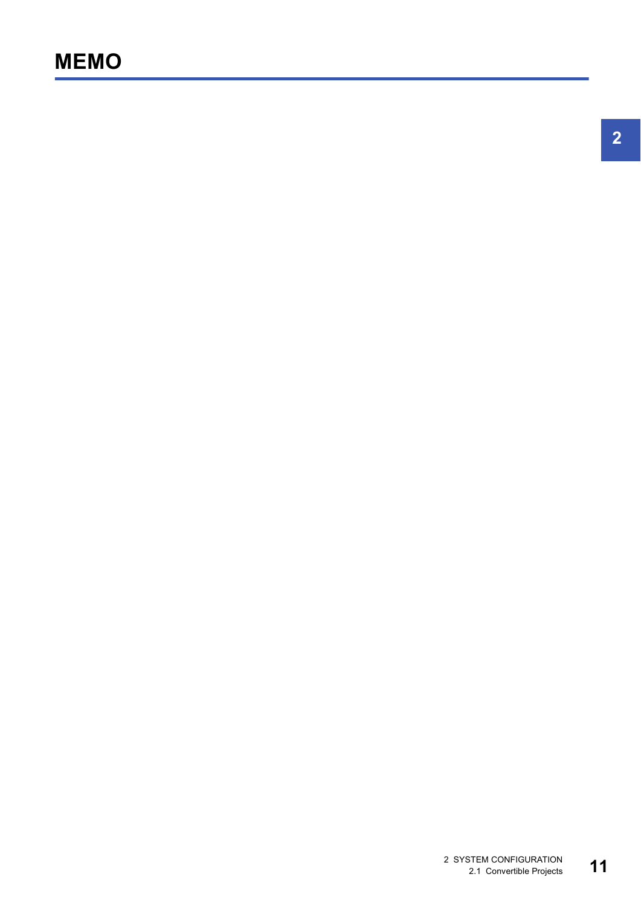# MEMO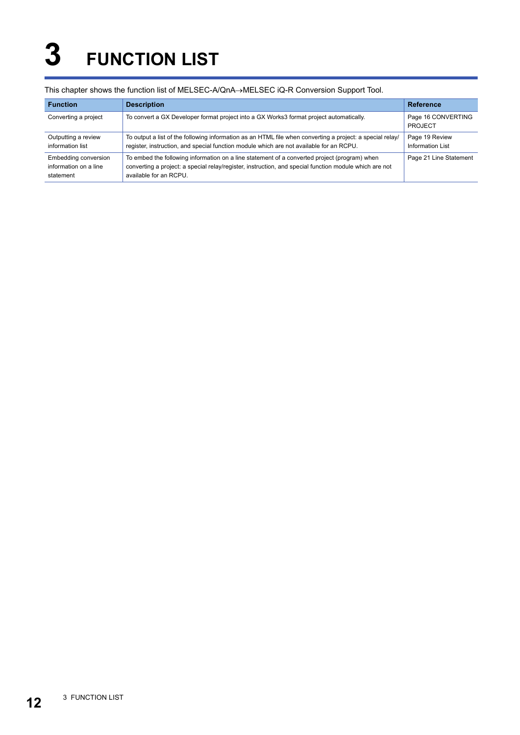# 3 FUNCTION LIST

This chapter shows the function list of MELSEC-A/QnA→MELSEC iQ-R Conversion Support Tool.

| Function | Description | Reference |
|---|---|---|
| Converting a project | To convert a GX Developer format project into a GX Works3 format project automatically. | Page 16 CONVERTING PROJECT |
| Outputting a review information list | To output a list of the following information as an HTML file when converting a project: a special relay/register, instruction, and special function module which are not available for an RCPU. | Page 19 Review Information List |
| Embedding conversion information on a line statement | To embed the following information on a line statement of a converted project (program) when converting a project: a special relay/register, instruction, and special function module which are not available for an RCPU. | Page 21 Line Statement |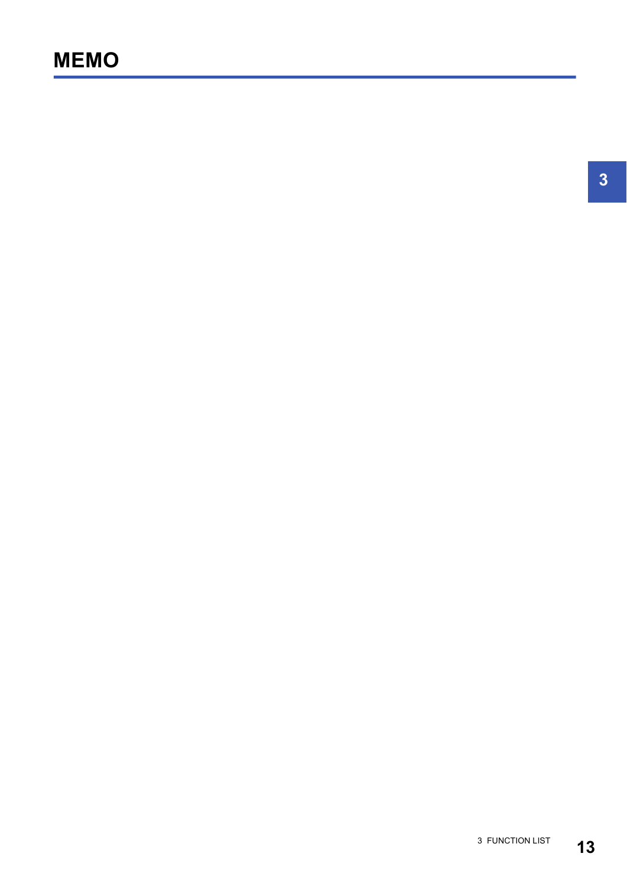# MEMO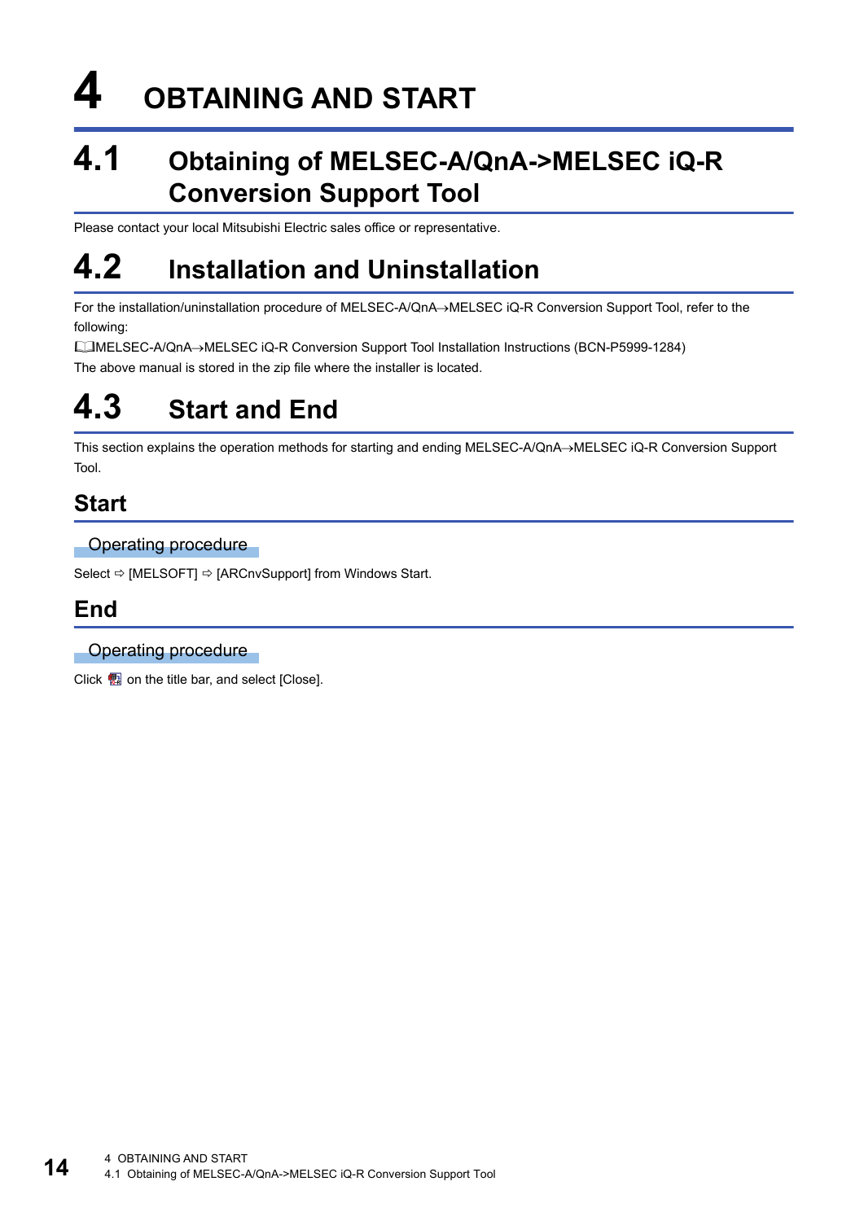# 4 OBTAINING AND START

## 4.1 Obtaining of MELSEC-A/QnA->MELSEC iQ-R Conversion Support Tool

Please contact your local Mitsubishi Electric sales office or representative.

## 4.2 Installation and Uninstallation

For the installation/uninstallation procedure of MELSEC-A/QnA→MELSEC iQ-R Conversion Support Tool, refer to the following:

📖MELSEC-A/QnA→MELSEC iQ-R Conversion Support Tool Installation Instructions (BCN-P5999-1284)

The above manual is stored in the zip file where the installer is located.

## 4.3 Start and End

This section explains the operation methods for starting and ending MELSEC-A/QnA→MELSEC iQ-R Conversion Support Tool.

### Start

#### Operating procedure

Select ⇨ [MELSOFT] ⇨ [ARCnvSupport] from Windows Start.

### End

#### Operating procedure

Click [icon] on the title bar, and select [Close].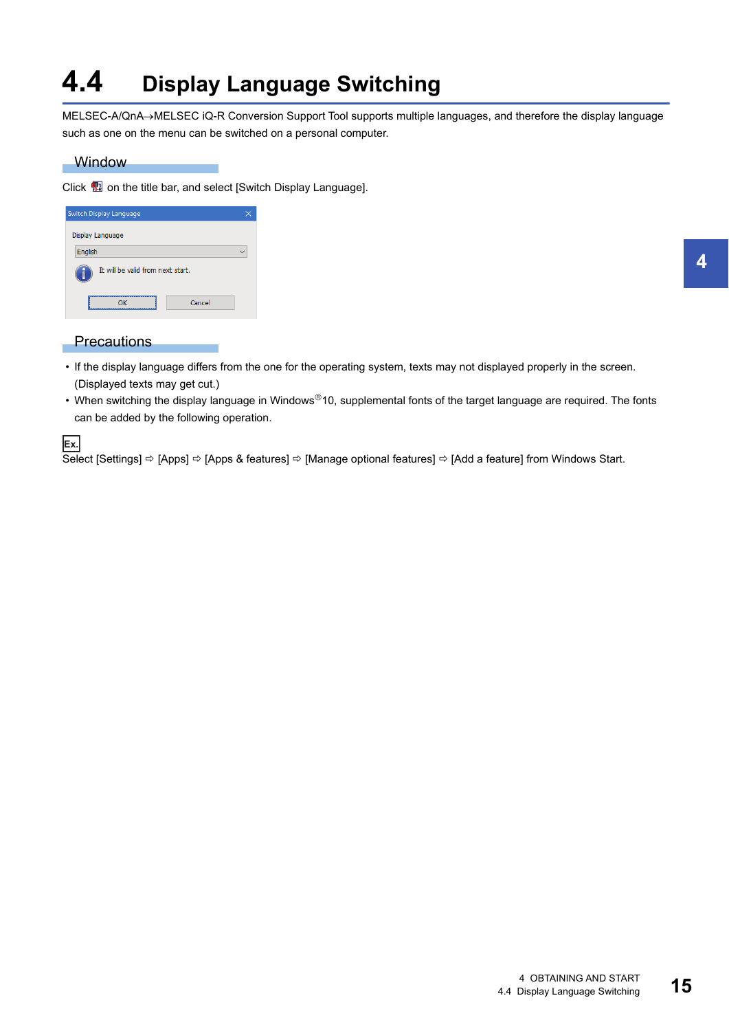# 4.4 Display Language Switching

MELSEC-A/QnA→MELSEC iQ-R Conversion Support Tool supports multiple languages, and therefore the display language such as one on the menu can be switched on a personal computer.

## Window

Click  on the title bar, and select [Switch Display Language].

## Precautions

- If the display language differs from the one for the operating system, texts may not displayed properly in the screen. (Displayed texts may get cut.)
- When switching the display language in Windows®10, supplemental fonts of the target language are required. The fonts can be added by the following operation.

**Ex.**

Select [Settings] ⇨ [Apps] ⇨ [Apps & features] ⇨ [Manage optional features] ⇨ [Add a feature] from Windows Start.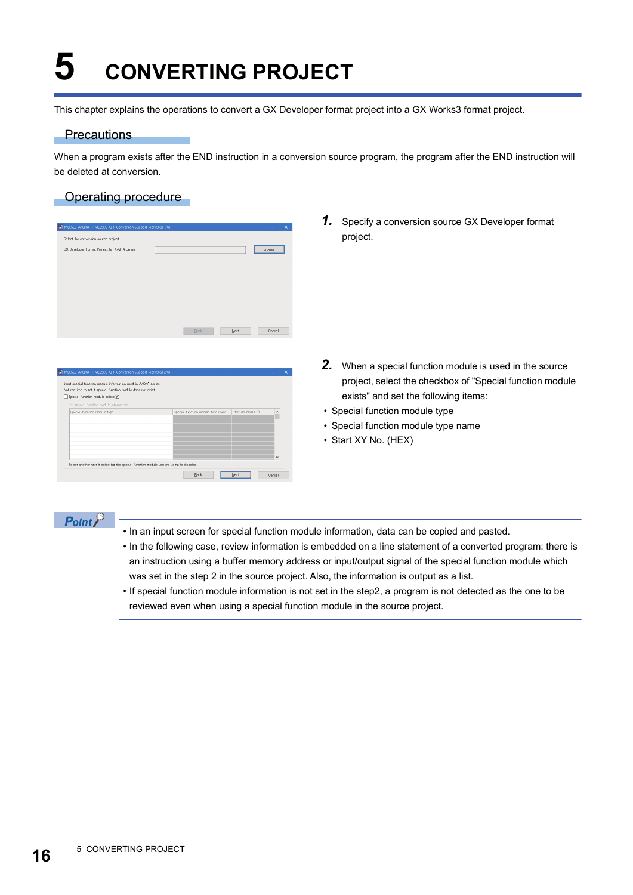# 5 CONVERTING PROJECT

This chapter explains the operations to convert a GX Developer format project into a GX Works3 format project.

## Precautions

When a program exists after the END instruction in a conversion source program, the program after the END instruction will be deleted at conversion.

## Operating procedure

1. Specify a conversion source GX Developer format project.

2. When a special function module is used in the source project, select the checkbox of "Special function module exists" and set the following items:

- Special function module type
- Special function module type name
- Start XY No. (HEX)

**Point**

- In an input screen for special function module information, data can be copied and pasted.
- In the following case, review information is embedded on a line statement of a converted program: there is an instruction using a buffer memory address or input/output signal of the special function module which was set in the step 2 in the source project. Also, the information is output as a list.
- If special function module information is not set in the step2, a program is not detected as the one to be reviewed even when using a special function module in the source project.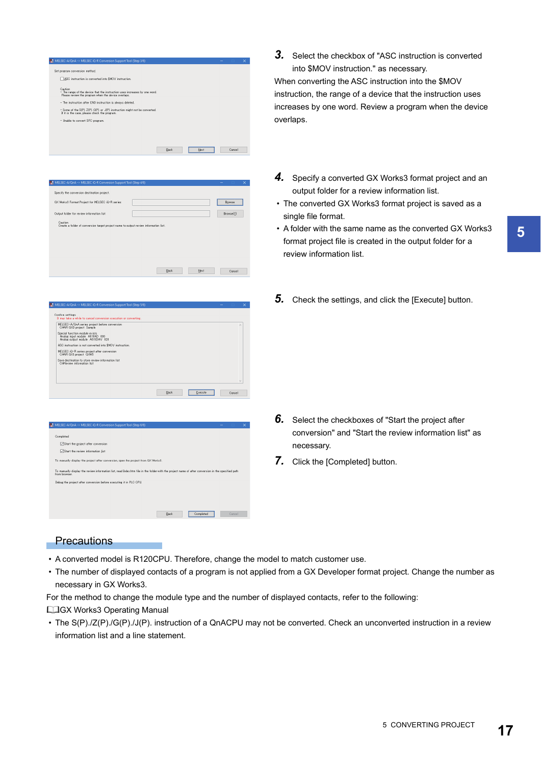**3.** Select the checkbox of "ASC instruction is converted into $MOV instruction." as necessary.

When converting the ASC instruction into the $MOV instruction, the range of a device that the instruction uses increases by one word. Review a program when the device overlaps.

**4.** Specify a converted GX Works3 format project and an output folder for a review information list.

- The converted GX Works3 format project is saved as a single file format.
- A folder with the same name as the converted GX Works3 format project file is created in the output folder for a review information list.

**5.** Check the settings, and click the [Execute] button.

**6.** Select the checkboxes of "Start the project after conversion" and "Start the review information list" as necessary.

**7.** Click the [Completed] button.

## Precautions

- A converted model is R120CPU. Therefore, change the model to match customer use.
- The number of displayed contacts of a program is not applied from a GX Developer format project. Change the number as necessary in GX Works3.

For the method to change the module type and the number of displayed contacts, refer to the following:

📖GX Works3 Operating Manual

- The S(P)./Z(P)./G(P)./J(P). instruction of a QnACPU may not be converted. Check an unconverted instruction in a review information list and a line statement.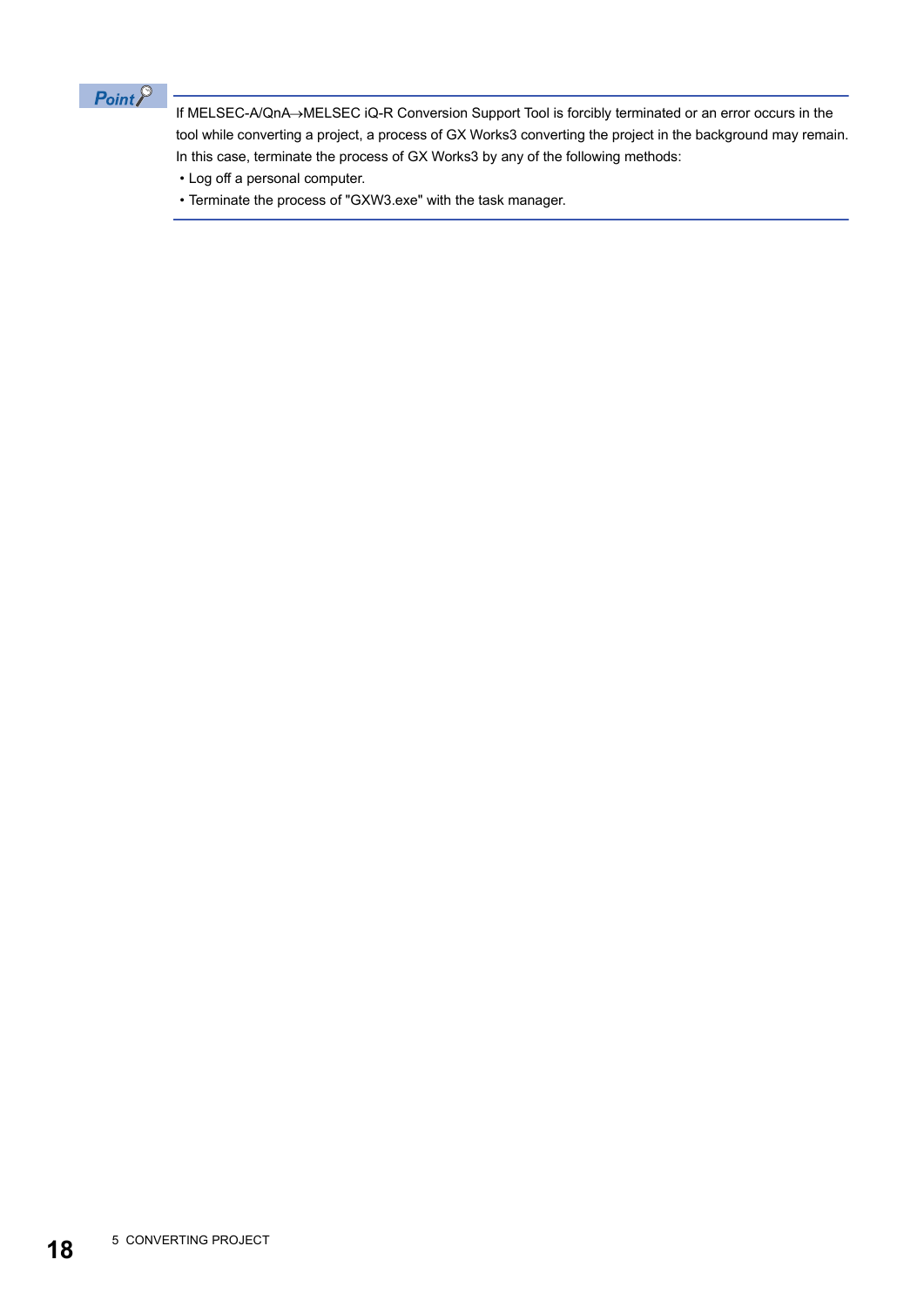**Point**

If MELSEC-A/QnA→MELSEC iQ-R Conversion Support Tool is forcibly terminated or an error occurs in the tool while converting a project, a process of GX Works3 converting the project in the background may remain.
In this case, terminate the process of GX Works3 by any of the following methods:

- Log off a personal computer.
- Terminate the process of "GXW3.exe" with the task manager.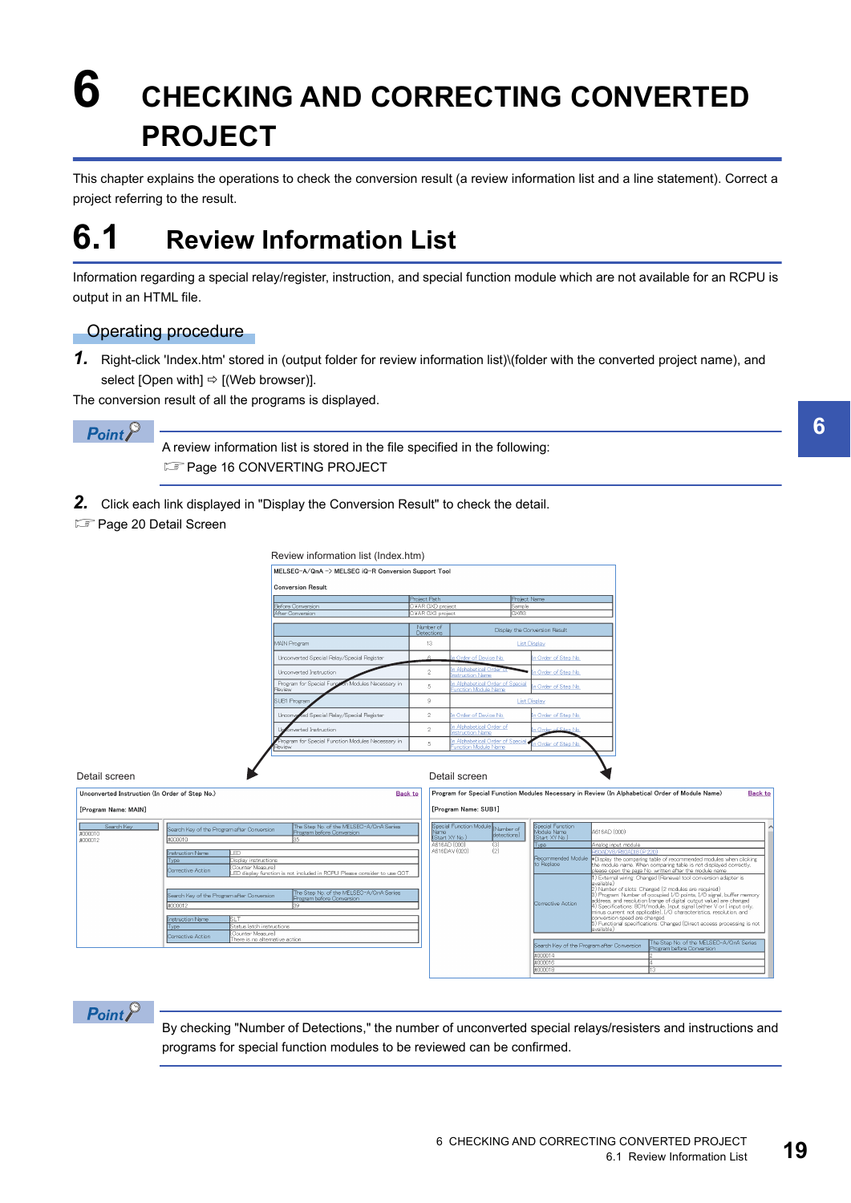# 6 CHECKING AND CORRECTING CONVERTED PROJECT

This chapter explains the operations to check the conversion result (a review information list and a line statement). Correct a project referring to the result.

## 6.1 Review Information List

Information regarding a special relay/register, instruction, and special function module which are not available for an RCPU is output in an HTML file.

### Operating procedure

**1.** Right-click 'Index.htm' stored in (output folder for review information list)\(folder with the converted project name), and select [Open with] ⇨ [(Web browser)].

The conversion result of all the programs is displayed.

**Point**

A review information list is stored in the file specified in the following:
☞ Page 16 CONVERTING PROJECT

**2.** Click each link displayed in "Display the Conversion Result" to check the detail.

☞ Page 20 Detail Screen

Review information list (Index.htm)

Detail screen

Detail screen

**Point**

By checking "Number of Detections," the number of unconverted special relays/resisters and instructions and programs for special function modules to be reviewed can be confirmed.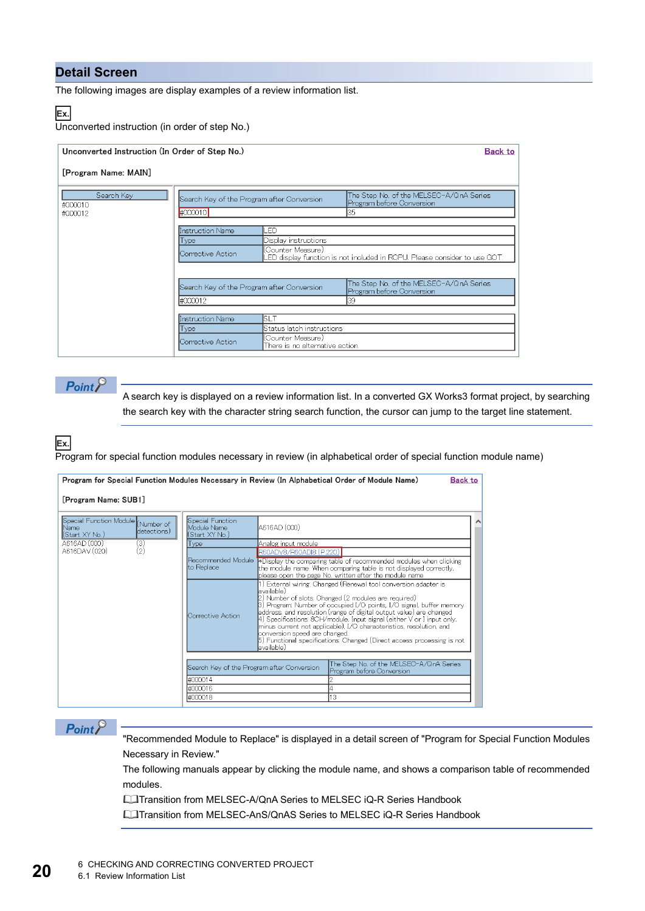## Detail Screen

The following images are display examples of a review information list.

**Ex.**

Unconverted instruction (in order of step No.)

**Unconverted Instruction (In Order of Step No.)** Back to

[Program Name: MAIN]

| Search Key |
|---|
| #000010 |
| #000012 |

| Search Key of the Program after Conversion | The Step No. of the MELSEC-A/QnA Series Program before Conversion |
|---|---|
| #000010 | 35 |

| Instruction Name | LED |
|---|---|
| Type | Display instructions |
| Corrective Action | (Counter Measure) LED display function is not included in RCPU. Please consider to use GOT |

| Search Key of the Program after Conversion | The Step No. of the MELSEC-A/QnA Series Program before Conversion |
|---|---|
| #000012 | 39 |

| Instruction Name | SLT |
|---|---|
| Type | Status latch instructions |
| Corrective Action | (Counter Measure) There is no alternative action |

**Point**

A search key is displayed on a review information list. In a converted GX Works3 format project, by searching the search key with the character string search function, the cursor can jump to the target line statement.

**Ex.**

Program for special function modules necessary in review (in alphabetical order of special function module name)

**Program for Special Function Modules Necessary in Review (In Alphabetical Order of Module Name)** Back to

[Program Name: SUB1]

| Special Function Module Name (Start XY No.) | (Number of detections) |
|---|---|
| A616AD (000) | (3) |
| A616DAV (020) | (2) |

| Special Function Module Name (Start XY No.) | A616AD (000) |
|---|---|
| Type | Analog input module |
| Recommended Module to Replace | R60ADV8/R60ADI8 (P.220) *Display the comparing table of recommended modules when clicking the module name. When comparing table is not displayed correctly, please open the page No. written after the module name. |
| Corrective Action | 1) External wiring: Changed (Renewal tool conversion adapter is available) 2) Number of slots: Changed (2 modules are required) 3) Program: Number of occupied I/O points, I/O signal, buffer memory address, and resolution (range of digital output value) are changed 4) Specifications: 8CH/module, Input signal (either V or I input only, minus current not applicable), I/O characteristics, resolution, and conversion speed are changed 5) Functional specifications: Changed (Direct access processing is not available) |

| Search Key of the Program after Conversion | The Step No. of the MELSEC-A/QnA Series Program before Conversion |
|---|---|
| #000014 | 2 |
| #000016 | 4 |
| #000018 | 13 |

**Point**

"Recommended Module to Replace" is displayed in a detail screen of "Program for Special Function Modules Necessary in Review."

The following manuals appear by clicking the module name, and shows a comparison table of recommended modules.

📖Transition from MELSEC-A/QnA Series to MELSEC iQ-R Series Handbook

📖Transition from MELSEC-AnS/QnAS Series to MELSEC iQ-R Series Handbook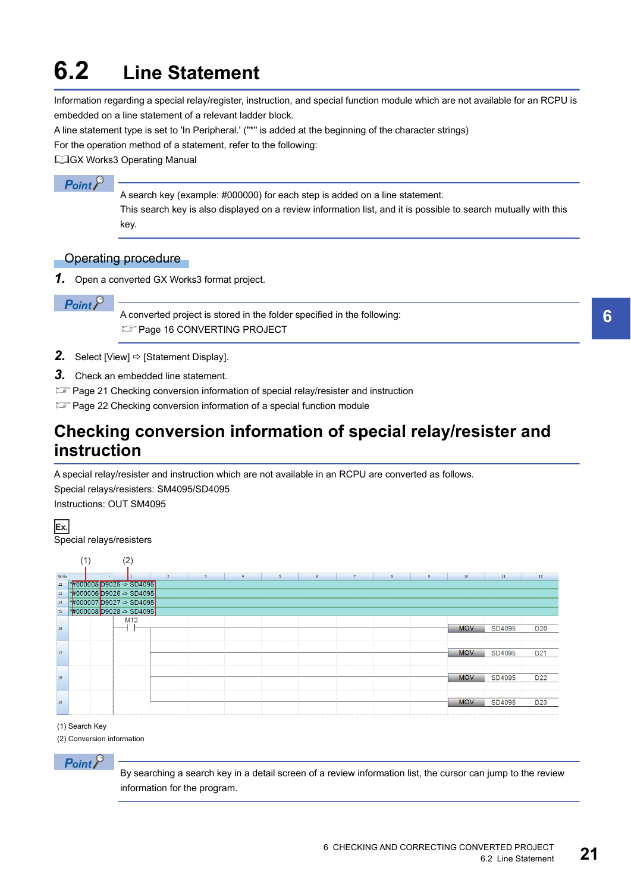# 6.2 Line Statement

Information regarding a special relay/register, instruction, and special function module which are not available for an RCPU is embedded on a line statement of a relevant ladder block.

A line statement type is set to 'In Peripheral.' ("*" is added at the beginning of the character strings)

For the operation method of a statement, refer to the following:

GX Works3 Operating Manual

**Point**

A search key (example: #000000) for each step is added on a line statement.

This search key is also displayed on a review information list, and it is possible to search mutually with this key.

### Operating procedure

**1.** Open a converted GX Works3 format project.

**Point**

A converted project is stored in the folder specified in the following:

Page 16 CONVERTING PROJECT

**2.** Select [View] ⇨ [Statement Display].

**3.** Check an embedded line statement.

Page 21 Checking conversion information of special relay/resister and instruction

Page 22 Checking conversion information of a special function module

## Checking conversion information of special relay/resister and instruction

A special relay/resister and instruction which are not available in an RCPU are converted as follows.

Special relays/resisters: SM4095/SD4095

Instructions: OUT SM4095

**Ex.**

Special relays/resisters

(1) (2)

| Step | Statement |
|---|---|
| 12 | *#000005 D9025 -> SD4095 |
| 13 | *#000006 D9026 -> SD4095 |
| 14 | *#000007 D9027 -> SD4095 |
| 15 | *#000008 D9028 -> SD4095 |
| 16 | M12 — MOV SD4095 D20 |
| 17 | MOV SD4095 D21 |
| 18 | MOV SD4095 D22 |
| 19 | MOV SD4095 D23 |

(1) Search Key

(2) Conversion information

**Point**

By searching a search key in a detail screen of a review information list, the cursor can jump to the review information for the program.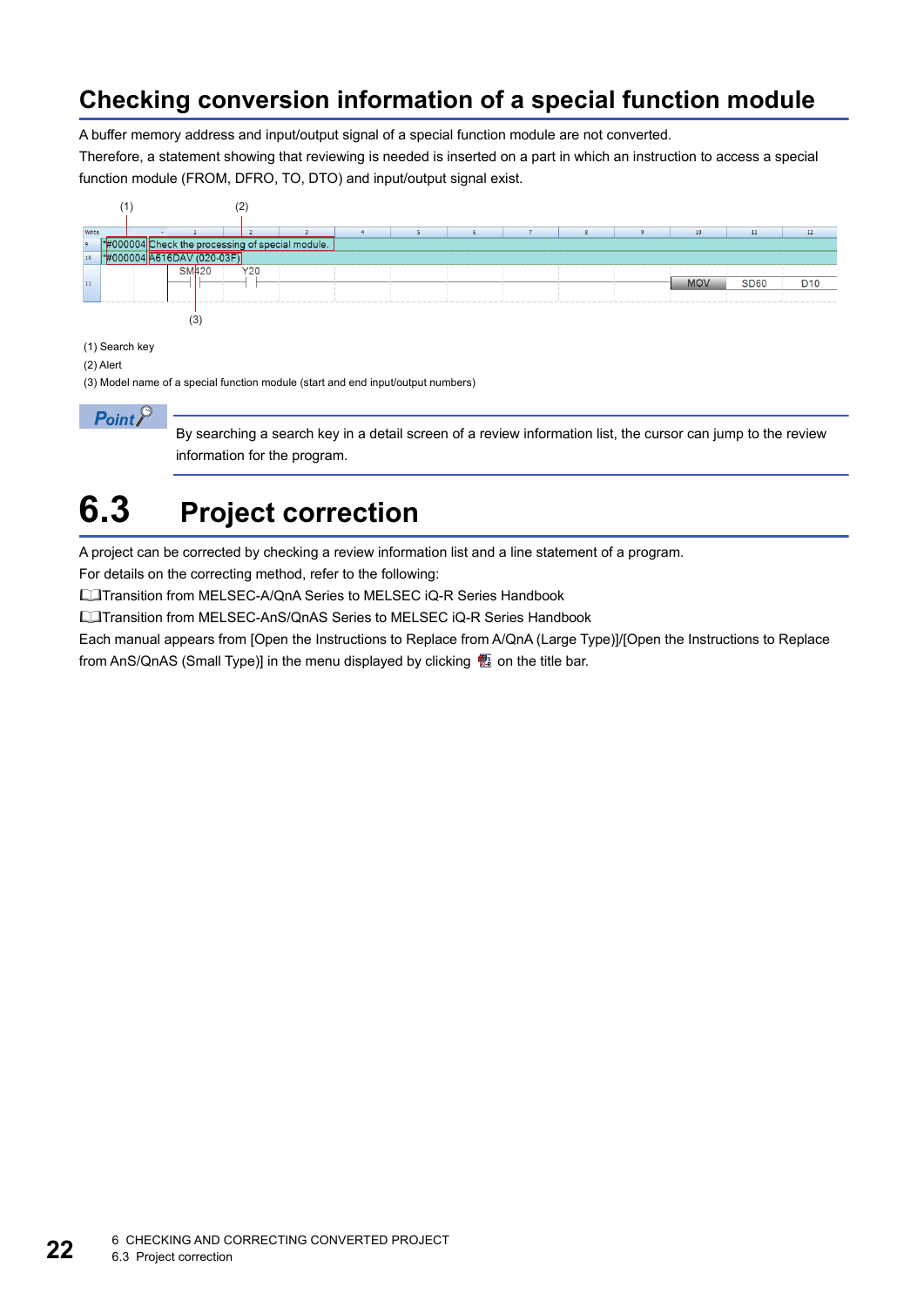## Checking conversion information of a special function module

A buffer memory address and input/output signal of a special function module are not converted.

Therefore, a statement showing that reviewing is needed is inserted on a part in which an instruction to access a special function module (FROM, DFRO, TO, DTO) and input/output signal exist.

(1) Search key

(2) Alert

(3) Model name of a special function module (start and end input/output numbers)

**Point**

By searching a search key in a detail screen of a review information list, the cursor can jump to the review information for the program.

# 6.3 Project correction

A project can be corrected by checking a review information list and a line statement of a program.

For details on the correcting method, refer to the following:

📖Transition from MELSEC-A/QnA Series to MELSEC iQ-R Series Handbook

📖Transition from MELSEC-AnS/QnAS Series to MELSEC iQ-R Series Handbook

Each manual appears from [Open the Instructions to Replace from A/QnA (Large Type)]/[Open the Instructions to Replace from AnS/QnAS (Small Type)] in the menu displayed by clicking on the title bar.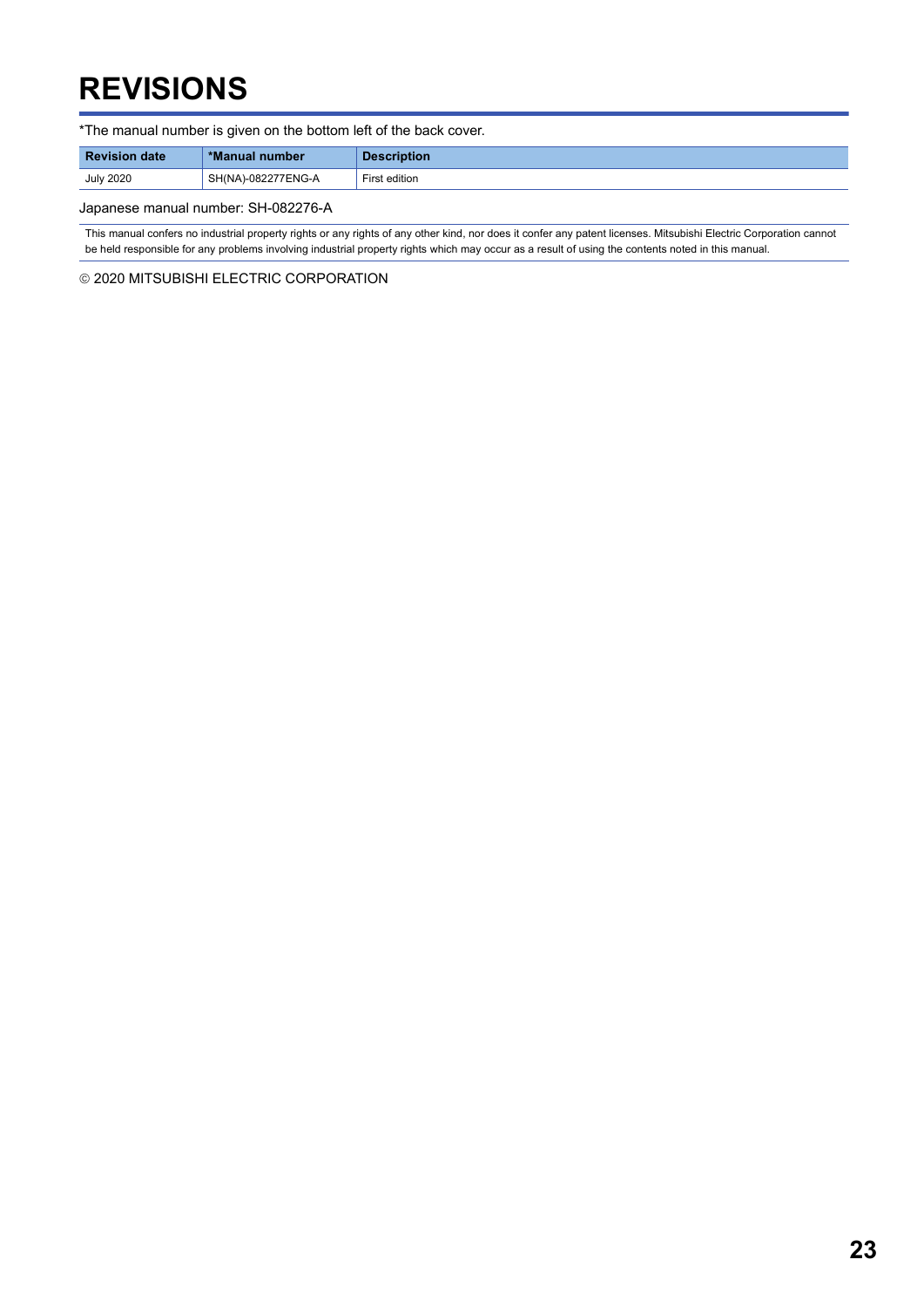# REVISIONS

*The manual number is given on the bottom left of the back cover.

| Revision date | *Manual number | Description |
|---|---|---|
| July 2020 | SH(NA)-082277ENG-A | First edition |

Japanese manual number: SH-082276-A

This manual confers no industrial property rights or any rights of any other kind, nor does it confer any patent licenses. Mitsubishi Electric Corporation cannot be held responsible for any problems involving industrial property rights which may occur as a result of using the contents noted in this manual.

© 2020 MITSUBISHI ELECTRIC CORPORATION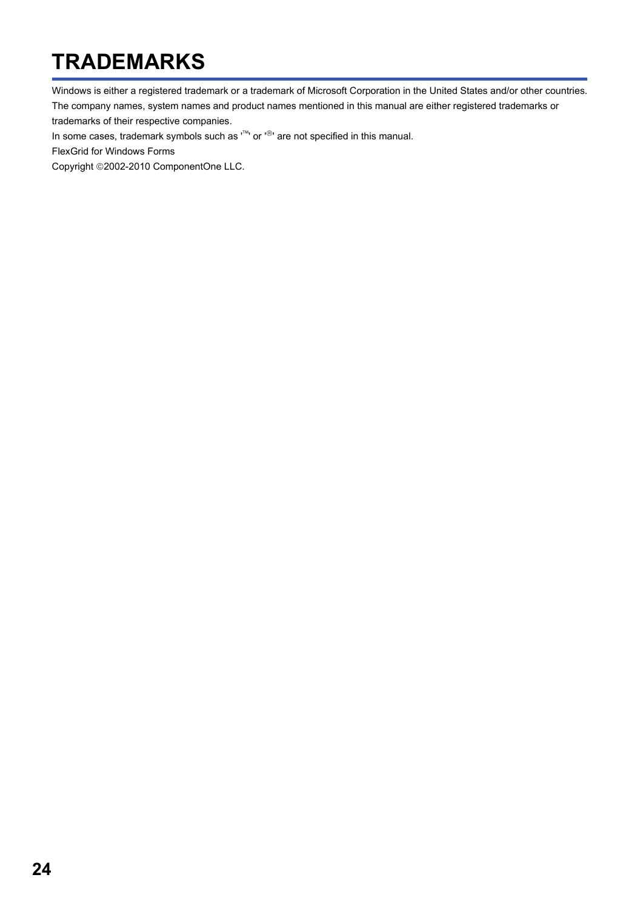# TRADEMARKS

Windows is either a registered trademark or a trademark of Microsoft Corporation in the United States and/or other countries.

The company names, system names and product names mentioned in this manual are either registered trademarks or trademarks of their respective companies.

In some cases, trademark symbols such as '™' or '®' are not specified in this manual.

FlexGrid for Windows Forms

Copyright ©2002-2010 ComponentOne LLC.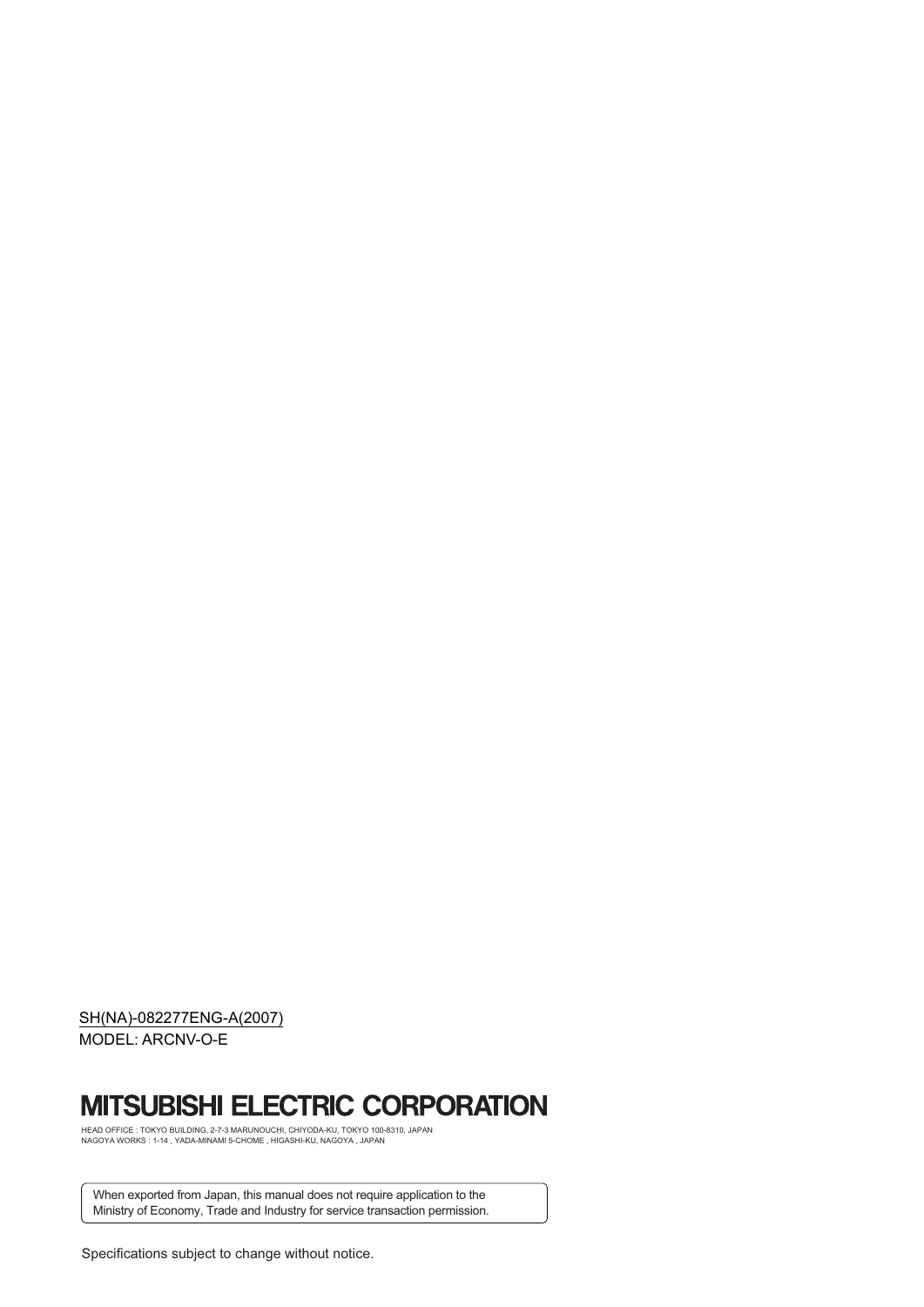SH(NA)-082277ENG-A(2007)
MODEL: ARCNV-O-E

**MITSUBISHI ELECTRIC CORPORATION**

HEAD OFFICE : TOKYO BUILDING, 2-7-3 MARUNOUCHI, CHIYODA-KU, TOKYO 100-8310, JAPAN
NAGOYA WORKS : 1-14 , YADA-MINAMI 5-CHOME , HIGASHI-KU, NAGOYA , JAPAN

When exported from Japan, this manual does not require application to the Ministry of Economy, Trade and Industry for service transaction permission.

Specifications subject to change without notice.